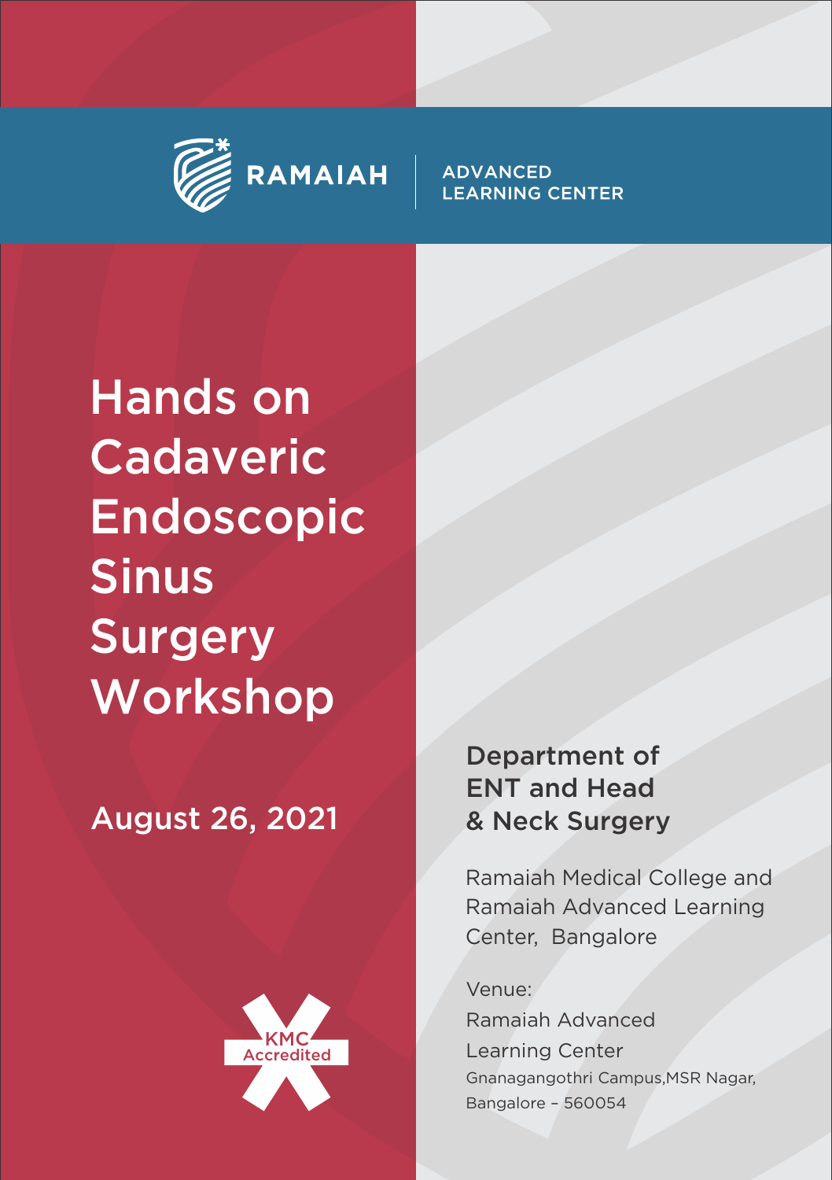RAMAIAH | ADVANCED LEARNING CENTER

# Hands on Cadaveric Endoscopic Sinus Surgery Workshop

August 26, 2021

KMC Accredited

## Department of ENT and Head & Neck Surgery

Ramaiah Medical College and Ramaiah Advanced Learning Center, Bangalore

Venue:
Ramaiah Advanced Learning Center
Gnanagangothri Campus,MSR Nagar,
Bangalore – 560054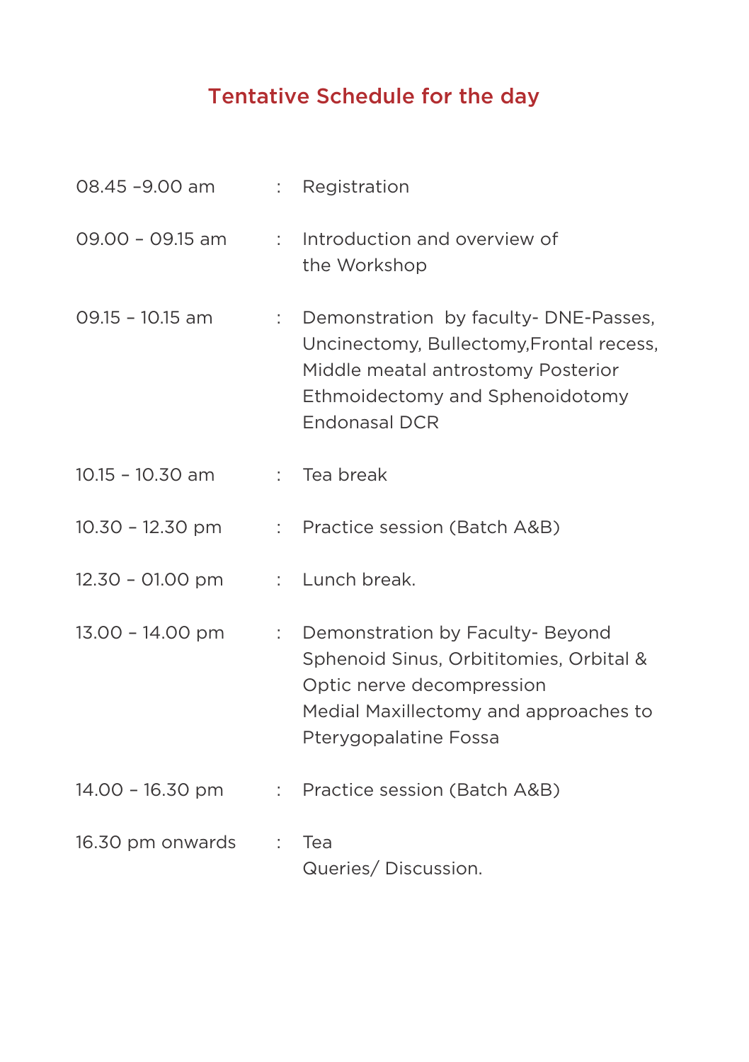## Tentative Schedule for the day

| | | |
|---|---|---|
| 08.45 –9.00 am | : | Registration |
| 09.00 – 09.15 am | : | Introduction and overview of the Workshop |
| 09.15 – 10.15 am | : | Demonstration by faculty- DNE-Passes, Uncinectomy, Bullectomy,Frontal recess, Middle meatal antrostomy Posterior Ethmoidectomy and Sphenoidotomy Endonasal DCR |
| 10.15 – 10.30 am | : | Tea break |
| 10.30 – 12.30 pm | : | Practice session (Batch A&B) |
| 12.30 – 01.00 pm | : | Lunch break. |
| 13.00 – 14.00 pm | : | Demonstration by Faculty- Beyond Sphenoid Sinus, Orbititomies, Orbital & Optic nerve decompression Medial Maxillectomy and approaches to Pterygopalatine Fossa |
| 14.00 – 16.30 pm | : | Practice session (Batch A&B) |
| 16.30 pm onwards | : | Tea Queries/ Discussion. |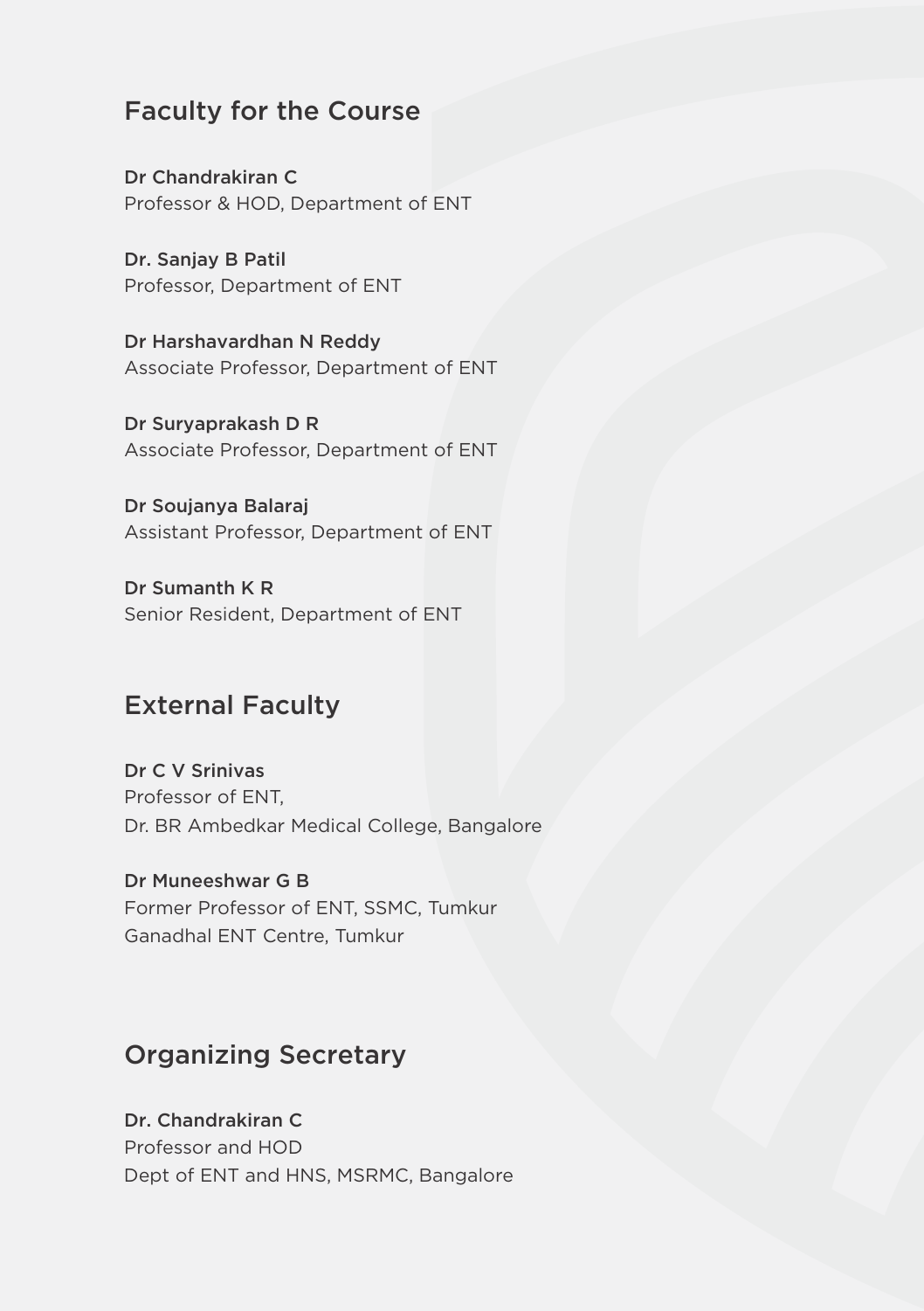## Faculty for the Course

**Dr Chandrakiran C**
Professor & HOD, Department of ENT

**Dr. Sanjay B Patil**
Professor, Department of ENT

**Dr Harshavardhan N Reddy**
Associate Professor, Department of ENT

**Dr Suryaprakash D R**
Associate Professor, Department of ENT

**Dr Soujanya Balaraj**
Assistant Professor, Department of ENT

**Dr Sumanth K R**
Senior Resident, Department of ENT

## External Faculty

**Dr C V Srinivas**
Professor of ENT,
Dr. BR Ambedkar Medical College, Bangalore

**Dr Muneeshwar G B**
Former Professor of ENT, SSMC, Tumkur
Ganadhal ENT Centre, Tumkur

## Organizing Secretary

**Dr. Chandrakiran C**
Professor and HOD
Dept of ENT and HNS, MSRMC, Bangalore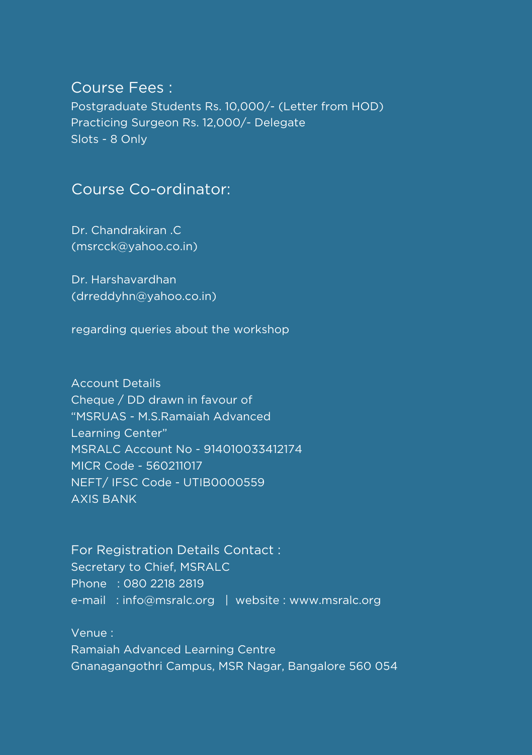## Course Fees :

Postgraduate Students Rs. 10,000/- (Letter from HOD)
Practicing Surgeon Rs. 12,000/- Delegate
Slots - 8 Only

## Course Co-ordinator:

Dr. Chandrakiran .C
(msrcck@yahoo.co.in)

Dr. Harshavardhan
(drreddyhn@yahoo.co.in)

regarding queries about the workshop

Account Details
Cheque / DD drawn in favour of
"MSRUAS - M.S.Ramaiah Advanced Learning Center"
MSRALC Account No - 914010033412174
MICR Code - 560211017
NEFT/ IFSC Code - UTIB0000559
AXIS BANK

For Registration Details Contact :
Secretary to Chief, MSRALC
Phone : 080 2218 2819
e-mail : info@msralc.org | website : www.msralc.org

Venue :
Ramaiah Advanced Learning Centre
Gnanagangothri Campus, MSR Nagar, Bangalore 560 054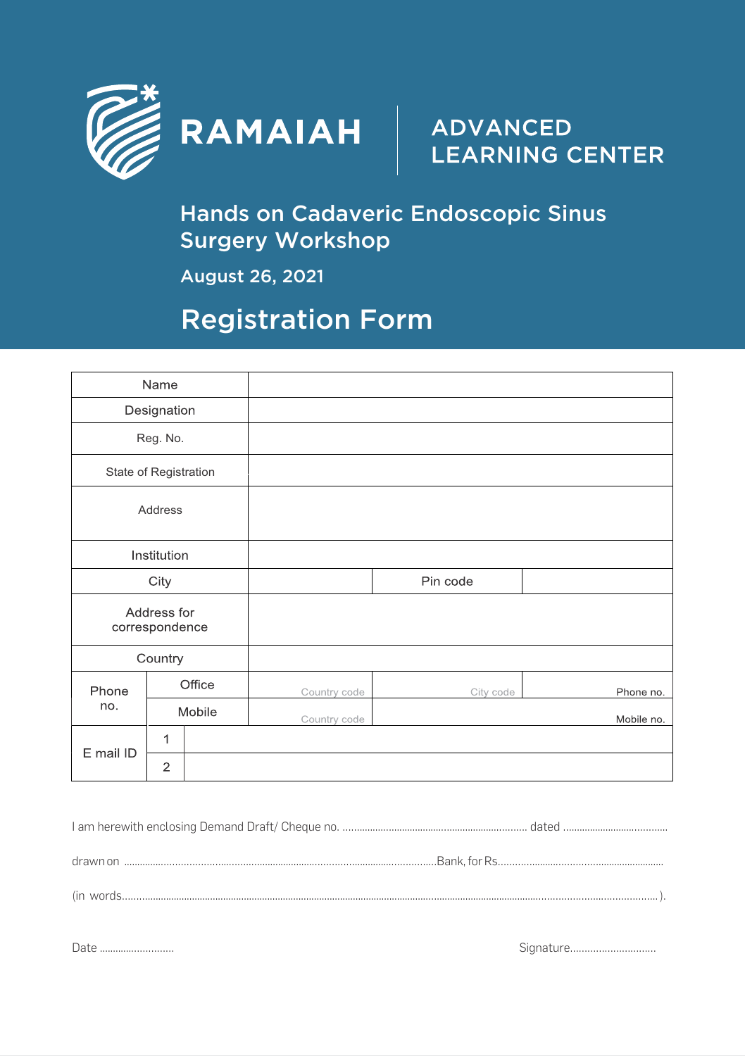RAMAIAH | ADVANCED LEARNING CENTER

# Hands on Cadaveric Endoscopic Sinus Surgery Workshop

August 26, 2021

## Registration Form

| | | | | | |
|---|---|---|---|---|---|
| Name | | | | | |
| Designation | | | | | |
| Reg. No. | | | | | |
| State of Registration | | | | | |
| Address | | | | | |
| Institution | | | | | |
| City | | | Pin code | | |
| Address for correspondence | | | | | |
| Country | | | | | |
| Phone no. | Office | Country code | City code | Phone no. | |
| | Mobile | Country code | | Mobile no. | |
| E mail ID | 1 | | | | |
| | 2 | | | | |

I am herewith enclosing Demand Draft/ Cheque no. .................................................................... dated .......................................

drawn on .................................................................................................................Bank, for Rs.............................................................

(in words.........................................................................................................................................................................................................).

Date ...........................

Signature..............................